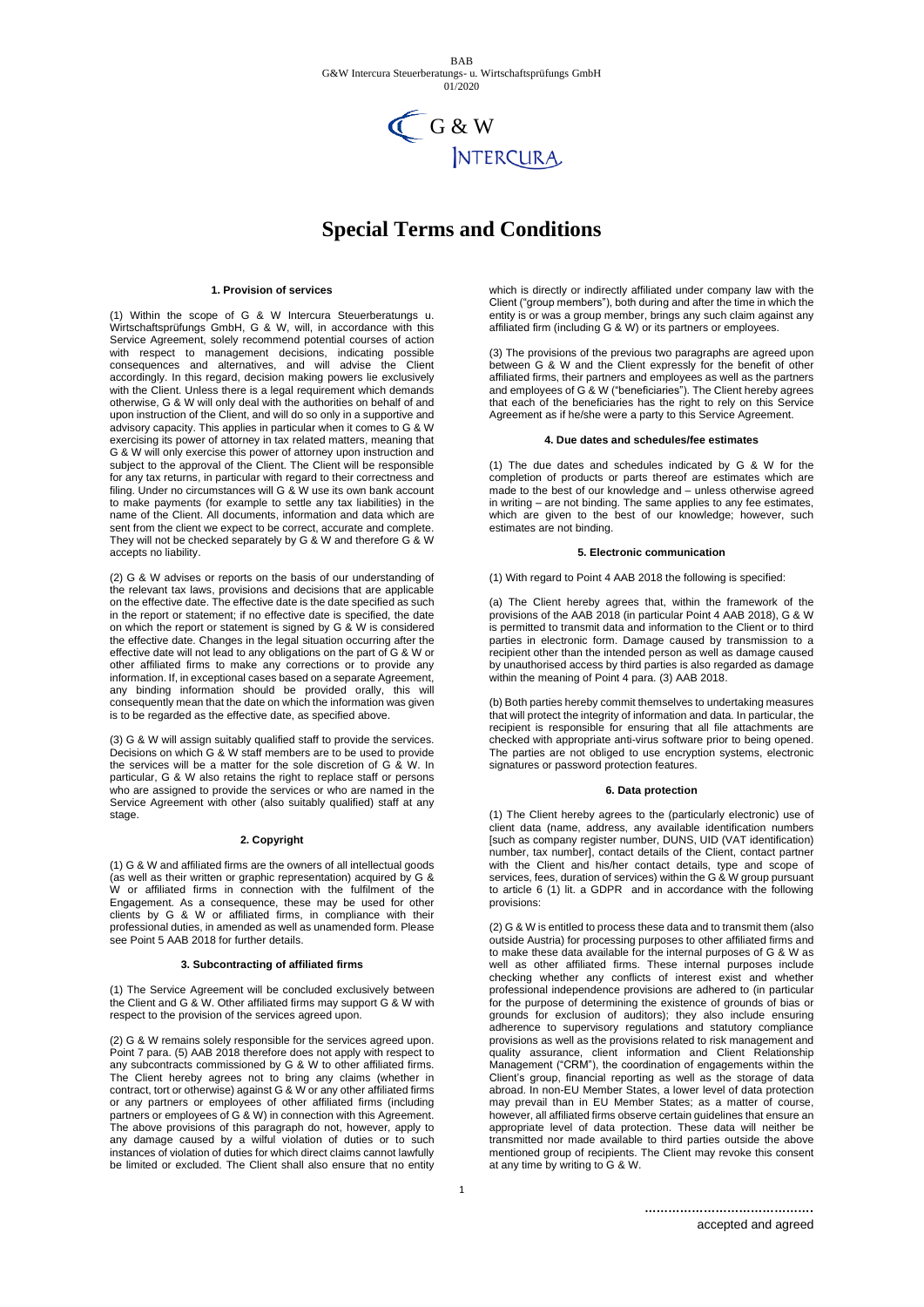# Special Terms and Conditions

### 1. Provision of services

(1) Within the scope of G & W Intercura Steuerberatungs u. Wirtschaftsprüfungs GmbH, G & W, will, in accordance with this Service Agreement, solely recommend potential courses of action with respect to management decisions, indicating possible consequences and alternatives, and will advise the Client accordingly. In this regard, decision making powers lie exclusively with the Client. Unless there is a legal requirement which demands otherwise, G & W will only deal with the authorities on behalf of and upon instruction of the Client, and will do so only in a supportive and advisory capacity. This applies in particular when it comes to G & W exercising its power of attorney in tax related matters, meaning that G & W will only exercise this power of attorney upon instruction and subject to the approval of the Client. The Client will be responsible for any tax returns, in particular with regard to their correctness and filing. Under no circumstances will G & W use its own bank account to make payments (for example to settle any tax liabilities) in the name of the Client. All documents, information and data which are sent from the client we expect to be correct, accurate and complete. They will not be checked separately by G & W and therefore G & W accepts no liability.

(2) G & W advises or reports on the basis of our understanding of the relevant tax laws, provisions and decisions that are applicable on the effective date. The effective date is the date specified as such in the report or statement; if no effective date is specified, the date on which the report or statement is signed by G & W is considered the effective date. Changes in the legal situation occurring after the effective date will not lead to any obligations on the part of G & W or other affiliated firms to make any corrections or to provide any information. If, in exceptional cases based on a separate Agreement, any binding information should be provided orally, this will consequently mean that the date on which the information was given is to be regarded as the effective date, as specified above.

(3) G & W will assign suitably qualified staff to provide the services. Decisions on which G & W staff members are to be used to provide the services will be a matter for the sole discretion of G & W. In particular, G & W also retains the right to replace staff or persons who are assigned to provide the services or who are named in the Service Agreement with other (also suitably qualified) staff at any stage.

### 2. Copyright

(1) G & W and affiliated firms are the owners of all intellectual goods (as well as their written or graphic representation) acquired by G & W or affiliated firms in connection with the fulfilment of the Engagement. As a consequence, these may be used for other clients by G & W or affiliated firms, in compliance with their professional duties, in amended as well as unamended form. Please see Point 5 AAB 2018 for further details.

### 3. Subcontracting of affiliated firms

(1) The Service Agreement will be concluded exclusively between the Client and G & W. Other affiliated firms may support G & W with respect to the provision of the services agreed upon.

(2) G & W remains solely responsible for the services agreed upon. Point 7 para. (5) AAB 2018 therefore does not apply with respect to any subcontracts commissioned by G & W to other affiliated firms. The Client hereby agrees not to bring any claims (whether in contract, tort or otherwise) against G & W or any other affiliated firms or any partners or employees of other affiliated firms (including partners or employees of G & W) in connection with this Agreement. The above provisions of this paragraph do not, however, apply to any damage caused by a wilful violation of duties or to such instances of violation of duties for which direct claims cannot lawfully be limited or excluded. The Client shall also ensure that no entity which is directly or indirectly affiliated under company law with the Client ("group members"), both during and after the time in which the entity is or was a group member, brings any such claim against any affiliated firm (including G & W) or its partners or employees.

(3) The provisions of the previous two paragraphs are agreed upon between G & W and the Client expressly for the benefit of other affiliated firms, their partners and employees as well as the partners and employees of G & W ("beneficiaries"). The Client hereby agrees that each of the beneficiaries has the right to rely on this Service Agreement as if he/she were a party to this Service Agreement.

### 4. Due dates and schedules/fee estimates

(1) The due dates and schedules indicated by G & W for the completion of products or parts thereof are estimates which are made to the best of our knowledge and – unless otherwise agreed in writing – are not binding. The same applies to any fee estimates, which are given to the best of our knowledge; however, such estimates are not binding.

### 5. Electronic communication

(1) With regard to Point 4 AAB 2018 the following is specified:

(a) The Client hereby agrees that, within the framework of the provisions of the AAB 2018 (in particular Point 4 AAB 2018), G & W is permitted to transmit data and information to the Client or to third parties in electronic form. Damage caused by transmission to a recipient other than the intended person as well as damage caused by unauthorised access by third parties is also regarded as damage within the meaning of Point 4 para. (3) AAB 2018.

(b) Both parties hereby commit themselves to undertaking measures that will protect the integrity of information and data. In particular, the recipient is responsible for ensuring that all file attachments are checked with appropriate anti-virus software prior to being opened. The parties are not obliged to use encryption systems, electronic signatures or password protection features.

### 6. Data protection

(1) The Client hereby agrees to the (particularly electronic) use of client data (name, address, any available identification numbers [such as company register number, DUNS, UID (VAT identification) number, tax number], contact details of the Client, contact partner with the Client and his/her contact details, type and scope of services, fees, duration of services) within the G & W group pursuant to article 6 (1) lit. a GDPR and in accordance with the following provisions:

(2) G & W is entitled to process these data and to transmit them (also outside Austria) for processing purposes to other affiliated firms and to make these data available for the internal purposes of G & W as well as other affiliated firms. These internal purposes include checking whether any conflicts of interest exist and whether professional independence provisions are adhered to (in particular for the purpose of determining the existence of grounds of bias or grounds for exclusion of auditors); they also include ensuring adherence to supervisory regulations and statutory compliance provisions as well as the provisions related to risk management and quality assurance, client information and Client Relationship Management ("CRM"), the coordination of engagements within the Client's group, financial reporting as well as the storage of data abroad. In non-EU Member States, a lower level of data protection may prevail than in EU Member States; as a matter of course, however, all affiliated firms observe certain guidelines that ensure an appropriate level of data protection. These data will neither be transmitted nor made available to third parties outside the above mentioned group of recipients. The Client may revoke this consent at any time by writing to G & W.

.........................................
accepted and agreed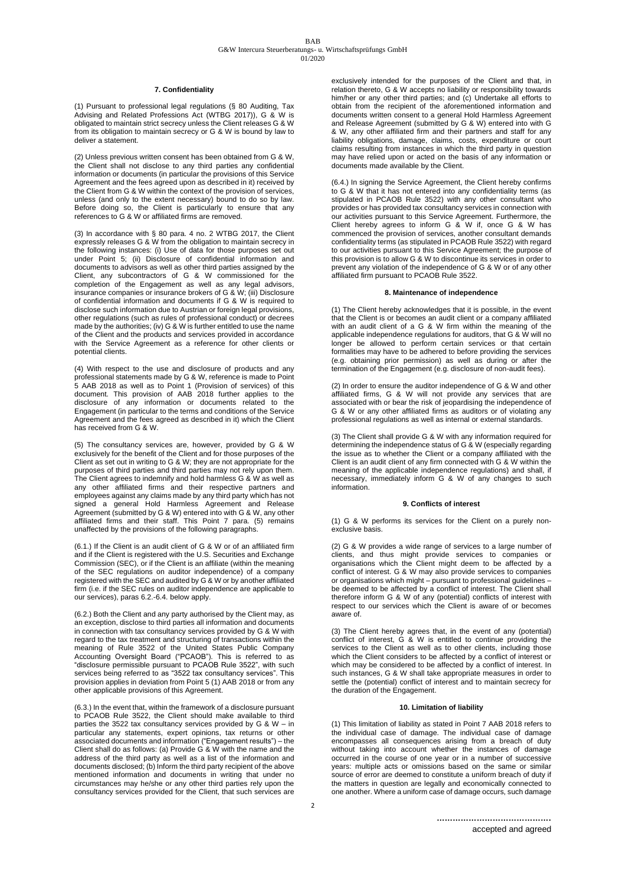## 7. Confidentiality

(1) Pursuant to professional legal regulations (§ 80 Auditing, Tax Advising and Related Professions Act (WTBG 2017)), G & W is obligated to maintain strict secrecy unless the Client releases G & W from its obligation to maintain secrecy or G & W is bound by law to deliver a statement.

(2) Unless previous written consent has been obtained from G & W, the Client shall not disclose to any third parties any confidential information or documents (in particular the provisions of this Service Agreement and the fees agreed upon as described in it) received by the Client from G & W within the context of the provision of services, unless (and only to the extent necessary) bound to do so by law. Before doing so, the Client is particularly to ensure that any references to G & W or affiliated firms are removed.

(3) In accordance with § 80 para. 4 no. 2 WTBG 2017, the Client expressly releases G & W from the obligation to maintain secrecy in the following instances: (i) Use of data for those purposes set out under Point 5; (ii) Disclosure of confidential information and documents to advisors as well as other third parties assigned by the Client, any subcontractors of G & W commissioned for the completion of the Engagement as well as any legal advisors, insurance companies or insurance brokers of G & W; (iii) Disclosure of confidential information and documents if G & W is required to disclose such information due to Austrian or foreign legal provisions, other regulations (such as rules of professional conduct) or decrees made by the authorities; (iv) G & W is further entitled to use the name of the Client and the products and services provided in accordance with the Service Agreement as a reference for other clients or potential clients.

(4) With respect to the use and disclosure of products and any professional statements made by G & W, reference is made to Point 5 AAB 2018 as well as to Point 1 (Provision of services) of this document. This provision of AAB 2018 further applies to the disclosure of any information or documents related to the Engagement (in particular to the terms and conditions of the Service Agreement and the fees agreed as described in it) which the Client has received from G & W.

(5) The consultancy services are, however, provided by G & W exclusively for the benefit of the Client and for those purposes of the Client as set out in writing to G & W; they are not appropriate for the purposes of third parties and third parties may not rely upon them. The Client agrees to indemnify and hold harmless G & W as well as any other affiliated firms and their respective partners and employees against any claims made by any third party which has not signed a general Hold Harmless Agreement and Release Agreement (submitted by G & W) entered into with G & W, any other affiliated firms and their staff. This Point 7 para. (5) remains unaffected by the provisions of the following paragraphs.

(6.1.) If the Client is an audit client of G & W or of an affiliated firm and if the Client is registered with the U.S. Securities and Exchange Commission (SEC), or if the Client is an affiliate (within the meaning of the SEC regulations on auditor independence) of a company registered with the SEC and audited by G & W or by another affiliated firm (i.e. if the SEC rules on auditor independence are applicable to our services), paras 6.2.-6.4. below apply.

(6.2.) Both the Client and any party authorised by the Client may, as an exception, disclose to third parties all information and documents in connection with tax consultancy services provided by G & W with regard to the tax treatment and structuring of transactions within the meaning of Rule 3522 of the United States Public Company Accounting Oversight Board ("PCAOB"). This is referred to as "disclosure permissible pursuant to PCAOB Rule 3522", with such services being referred to as "3522 tax consultancy services". This provision applies in deviation from Point 5 (1) AAB 2018 or from any other applicable provisions of this Agreement.

(6.3.) In the event that, within the framework of a disclosure pursuant to PCAOB Rule 3522, the Client should make available to third parties the 3522 tax consultancy services provided by G & W – in particular any statements, expert opinions, tax returns or other associated documents and information ("Engagement results") – the Client shall do as follows: (a) Provide G & W with the name and the address of the third party as well as a list of the information and documents disclosed; (b) Inform the third party recipient of the above mentioned information and documents in writing that under no circumstances may he/she or any other third parties rely upon the consultancy services provided for the Client, that such services are exclusively intended for the purposes of the Client and that, in relation thereto, G & W accepts no liability or responsibility towards him/her or any other third parties; and (c) Undertake all efforts to obtain from the recipient of the aforementioned information and documents written consent to a general Hold Harmless Agreement and Release Agreement (submitted by G & W) entered into with G & W, any other affiliated firm and their partners and staff for any liability obligations, damage, claims, costs, expenditure or court claims resulting from instances in which the third party in question may have relied upon or acted on the basis of any information or documents made available by the Client.

(6.4.) In signing the Service Agreement, the Client hereby confirms to G & W that it has not entered into any confidentiality terms (as stipulated in PCAOB Rule 3522) with any other consultant who provides or has provided tax consultancy services in connection with our activities pursuant to this Service Agreement. Furthermore, the Client hereby agrees to inform G & W if, once G & W has commenced the provision of services, another consultant demands confidentiality terms (as stipulated in PCAOB Rule 3522) with regard to our activities pursuant to this Service Agreement; the purpose of this provision is to allow G & W to discontinue its services in order to prevent any violation of the independence of G & W or of any other affiliated firm pursuant to PCAOB Rule 3522.

## 8. Maintenance of independence

(1) The Client hereby acknowledges that it is possible, in the event that the Client is or becomes an audit client or a company affiliated with an audit client of a G & W firm within the meaning of the applicable independence regulations for auditors, that G & W will no longer be allowed to perform certain services or that certain formalities may have to be adhered to before providing the services (e.g. obtaining prior permission) as well as during or after the termination of the Engagement (e.g. disclosure of non-audit fees).

(2) In order to ensure the auditor independence of G & W and other affiliated firms, G & W will not provide any services that are associated with or bear the risk of jeopardising the independence of G & W or any other affiliated firms as auditors or of violating any professional regulations as well as internal or external standards.

(3) The Client shall provide G & W with any information required for determining the independence status of G & W (especially regarding the issue as to whether the Client or a company affiliated with the Client is an audit client of any firm connected with G & W within the meaning of the applicable independence regulations) and shall, if necessary, immediately inform G & W of any changes to such information.

## 9. Conflicts of interest

(1) G & W performs its services for the Client on a purely non-exclusive basis.

(2) G & W provides a wide range of services to a large number of clients, and thus might provide services to companies or organisations which the Client might deem to be affected by a conflict of interest. G & W may also provide services to companies or organisations which might – pursuant to professional guidelines – be deemed to be affected by a conflict of interest. The Client shall therefore inform G & W of any (potential) conflicts of interest with respect to our services which the Client is aware of or becomes aware of.

(3) The Client hereby agrees that, in the event of any (potential) conflict of interest, G & W is entitled to continue providing the services to the Client as well as to other clients, including those which the Client considers to be affected by a conflict of interest or which may be considered to be affected by a conflict of interest. In such instances, G & W shall take appropriate measures in order to settle the (potential) conflict of interest and to maintain secrecy for the duration of the Engagement.

## 10. Limitation of liability

(1) This limitation of liability as stated in Point 7 AAB 2018 refers to the individual case of damage. The individual case of damage encompasses all consequences arising from a breach of duty without taking into account whether the instances of damage occurred in the course of one year or in a number of successive years: multiple acts or omissions based on the same or similar source of error are deemed to constitute a uniform breach of duty if the matters in question are legally and economically connected to one another. Where a uniform case of damage occurs, such damage

……………………………………
accepted and agreed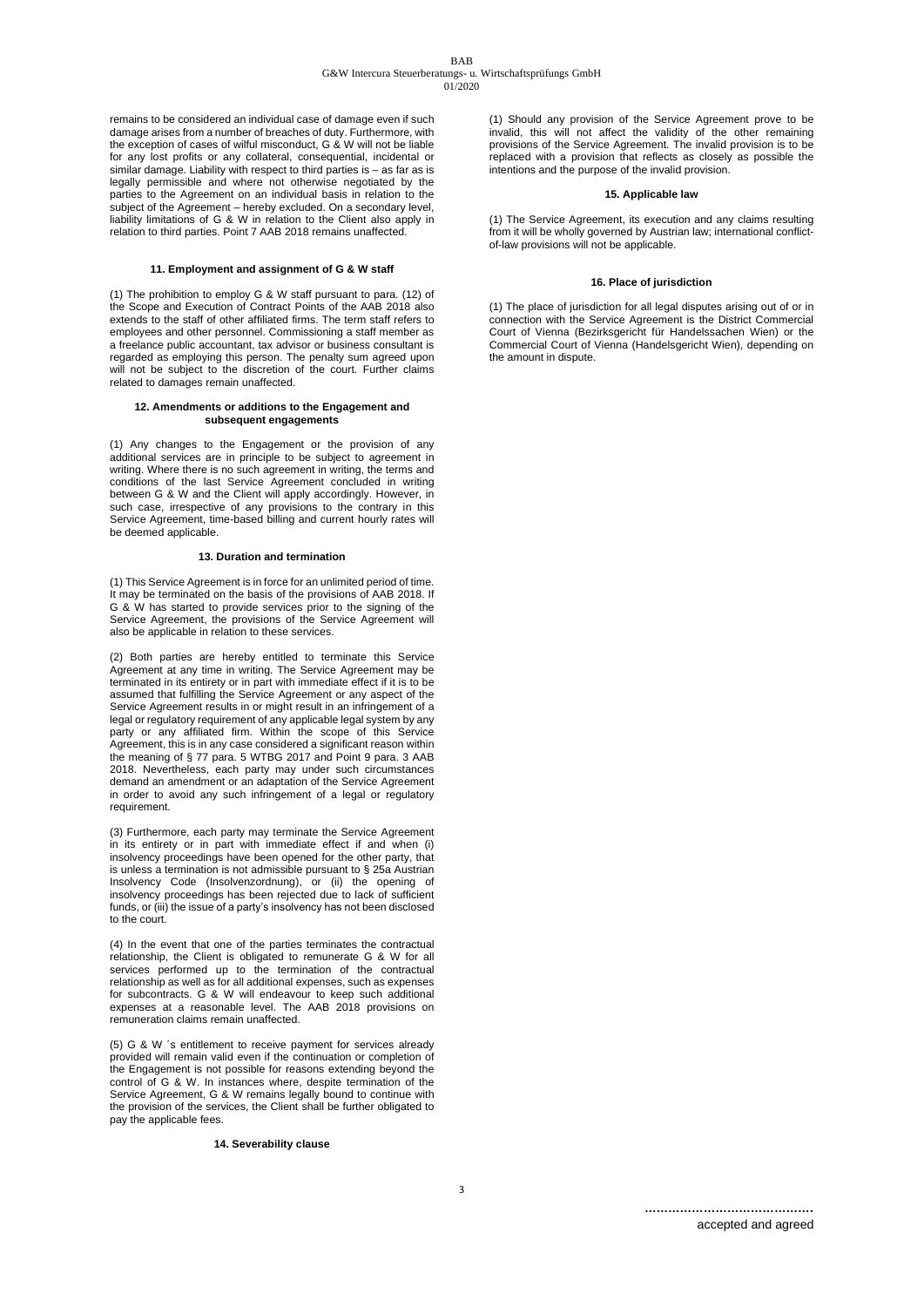remains to be considered an individual case of damage even if such damage arises from a number of breaches of duty. Furthermore, with the exception of cases of wilful misconduct, G & W will not be liable for any lost profits or any collateral, consequential, incidental or similar damage. Liability with respect to third parties is – as far as is legally permissible and where not otherwise negotiated by the parties to the Agreement on an individual basis in relation to the subject of the Agreement – hereby excluded. On a secondary level, liability limitations of G & W in relation to the Client also apply in relation to third parties. Point 7 AAB 2018 remains unaffected.

#### 11. Employment and assignment of G & W staff

(1) The prohibition to employ G & W staff pursuant to para. (12) of the Scope and Execution of Contract Points of the AAB 2018 also extends to the staff of other affiliated firms. The term staff refers to employees and other personnel. Commissioning a staff member as a freelance public accountant, tax advisor or business consultant is regarded as employing this person. The penalty sum agreed upon will not be subject to the discretion of the court. Further claims related to damages remain unaffected.

#### 12. Amendments or additions to the Engagement and subsequent engagements

(1) Any changes to the Engagement or the provision of any additional services are in principle to be subject to agreement in writing. Where there is no such agreement in writing, the terms and conditions of the last Service Agreement concluded in writing between G & W and the Client will apply accordingly. However, in such case, irrespective of any provisions to the contrary in this Service Agreement, time-based billing and current hourly rates will be deemed applicable.

#### 13. Duration and termination

(1) This Service Agreement is in force for an unlimited period of time. It may be terminated on the basis of the provisions of AAB 2018. If G & W has started to provide services prior to the signing of the Service Agreement, the provisions of the Service Agreement will also be applicable in relation to these services.

(2) Both parties are hereby entitled to terminate this Service Agreement at any time in writing. The Service Agreement may be terminated in its entirety or in part with immediate effect if it is to be assumed that fulfilling the Service Agreement or any aspect of the Service Agreement results in or might result in an infringement of a legal or regulatory requirement of any applicable legal system by any party or any affiliated firm. Within the scope of this Service Agreement, this is in any case considered a significant reason within the meaning of § 77 para. 5 WTBG 2017 and Point 9 para. 3 AAB 2018. Nevertheless, each party may under such circumstances demand an amendment or an adaptation of the Service Agreement in order to avoid any such infringement of a legal or regulatory requirement.

(3) Furthermore, each party may terminate the Service Agreement in its entirety or in part with immediate effect if and when (i) insolvency proceedings have been opened for the other party, that is unless a termination is not admissible pursuant to § 25a Austrian Insolvency Code (Insolvenzordnung), or (ii) the opening of insolvency proceedings has been rejected due to lack of sufficient funds, or (iii) the issue of a party's insolvency has not been disclosed to the court.

(4) In the event that one of the parties terminates the contractual relationship, the Client is obligated to remunerate G & W for all services performed up to the termination of the contractual relationship as well as for all additional expenses, such as expenses for subcontracts. G & W will endeavour to keep such additional expenses at a reasonable level. The AAB 2018 provisions on remuneration claims remain unaffected.

(5) G & W ´s entitlement to receive payment for services already provided will remain valid even if the continuation or completion of the Engagement is not possible for reasons extending beyond the control of G & W. In instances where, despite termination of the Service Agreement, G & W remains legally bound to continue with the provision of the services, the Client shall be further obligated to pay the applicable fees.

#### 14. Severability clause

(1) Should any provision of the Service Agreement prove to be invalid, this will not affect the validity of the other remaining provisions of the Service Agreement. The invalid provision is to be replaced with a provision that reflects as closely as possible the intentions and the purpose of the invalid provision.

#### 15. Applicable law

(1) The Service Agreement, its execution and any claims resulting from it will be wholly governed by Austrian law; international conflict-of-law provisions will not be applicable.

#### 16. Place of jurisdiction

(1) The place of jurisdiction for all legal disputes arising out of or in connection with the Service Agreement is the District Commercial Court of Vienna (Bezirksgericht für Handelssachen Wien) or the Commercial Court of Vienna (Handelsgericht Wien), depending on the amount in dispute.

..........................................
accepted and agreed